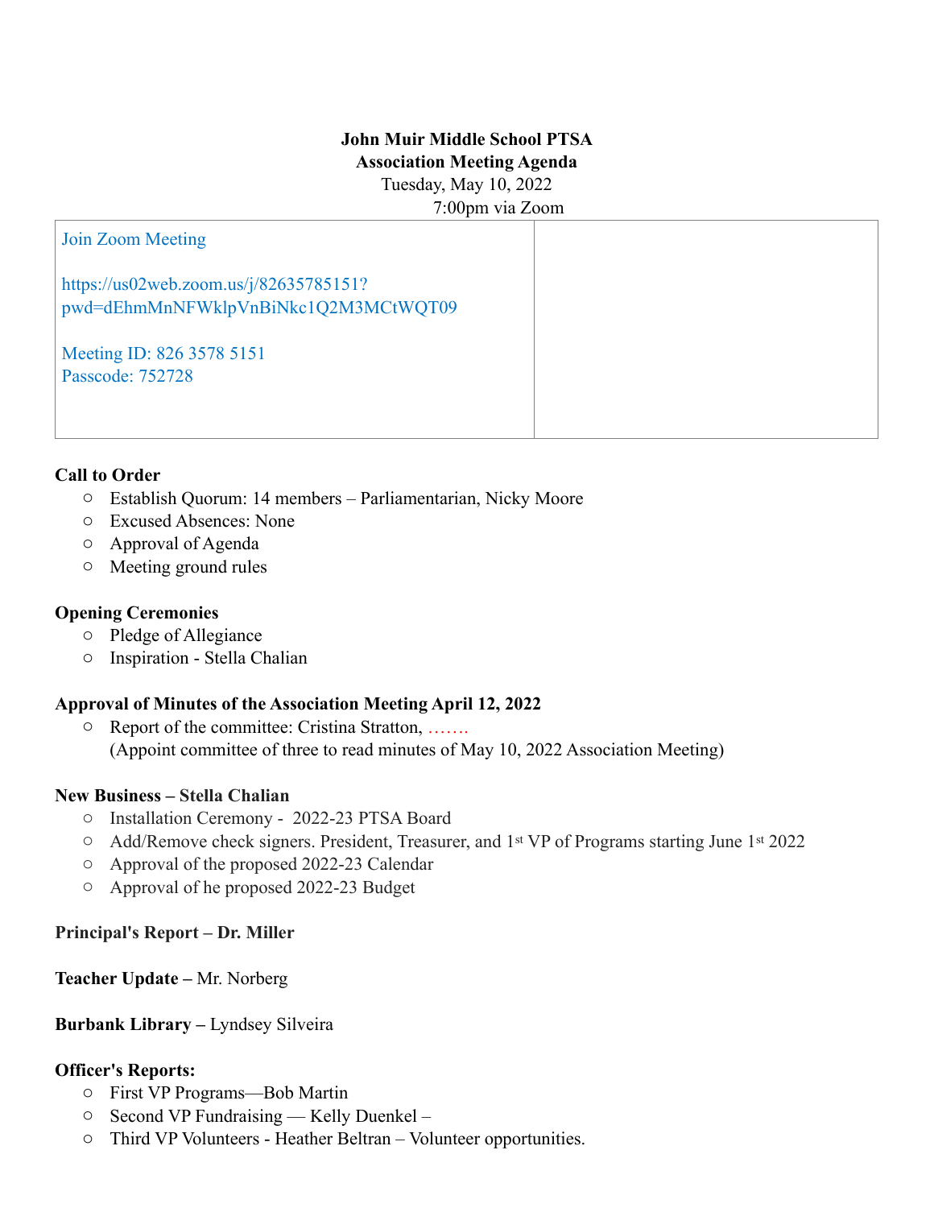**John Muir Middle School PTSA**
**Association Meeting Agenda**
Tuesday, May 10, 2022
7:00pm via Zoom

| Join Zoom Meeting<br><br>https://us02web.zoom.us/j/82635785151?pwd=dEhmMnNFWklpVnBiNkc1Q2M3MCtWQT09<br><br>Meeting ID: 826 3578 5151<br>Passcode: 752728 | |
|---|---|

**Call to Order**

- Establish Quorum: 14 members – Parliamentarian, Nicky Moore
- Excused Absences: None
- Approval of Agenda
- Meeting ground rules

**Opening Ceremonies**

- Pledge of Allegiance
- Inspiration - Stella Chalian

**Approval of Minutes of the Association Meeting April 12, 2022**

- Report of the committee: Cristina Stratton, …….
  (Appoint committee of three to read minutes of May 10, 2022 Association Meeting)

**New Business – Stella Chalian**

- Installation Ceremony - 2022-23 PTSA Board
- Add/Remove check signers. President, Treasurer, and 1st VP of Programs starting June 1st 2022
- Approval of the proposed 2022-23 Calendar
- Approval of he proposed 2022-23 Budget

**Principal's Report – Dr. Miller**

**Teacher Update –** Mr. Norberg

**Burbank Library –** Lyndsey Silveira

**Officer's Reports:**

- First VP Programs—Bob Martin
- Second VP Fundraising — Kelly Duenkel –
- Third VP Volunteers - Heather Beltran – Volunteer opportunities.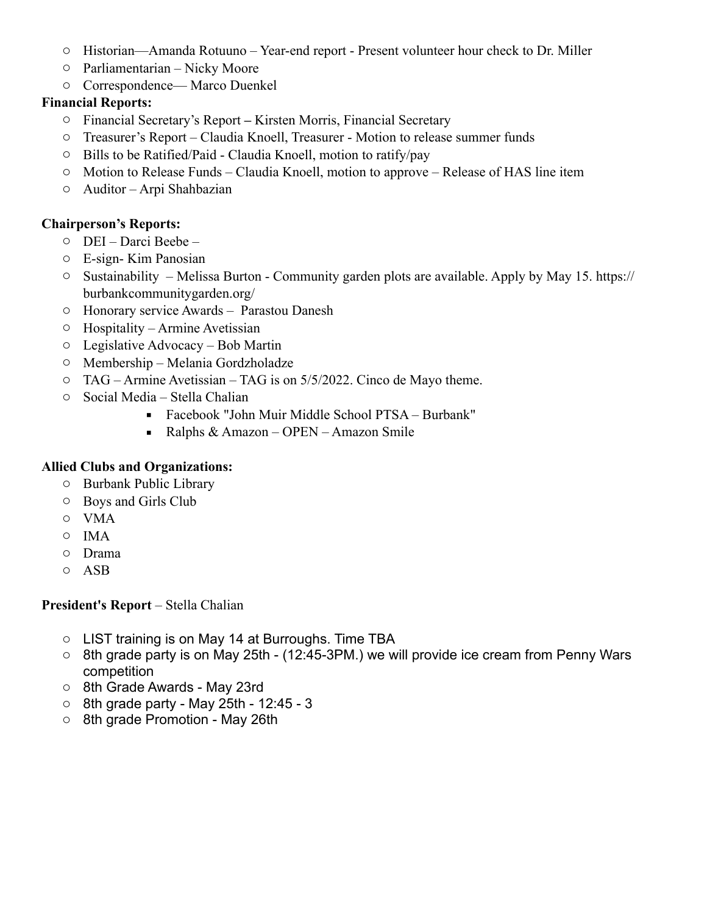- Historian—Amanda Rotuuno – Year-end report - Present volunteer hour check to Dr. Miller
- Parliamentarian – Nicky Moore
- Correspondence— Marco Duenkel

**Financial Reports:**

- Financial Secretary's Report **–** Kirsten Morris, Financial Secretary
- Treasurer's Report – Claudia Knoell, Treasurer - Motion to release summer funds
- Bills to be Ratified/Paid - Claudia Knoell, motion to ratify/pay
- Motion to Release Funds – Claudia Knoell, motion to approve – Release of HAS line item
- Auditor – Arpi Shahbazian

**Chairperson's Reports:**

- DEI – Darci Beebe –
- E-sign- Kim Panosian
- Sustainability – Melissa Burton - Community garden plots are available. Apply by May 15. https://burbankcommunitygarden.org/
- Honorary service Awards – Parastou Danesh
- Hospitality – Armine Avetissian
- Legislative Advocacy – Bob Martin
- Membership – Melania Gordzholadze
- TAG – Armine Avetissian – TAG is on 5/5/2022. Cinco de Mayo theme.
- Social Media – Stella Chalian
  - Facebook "John Muir Middle School PTSA – Burbank"
  - Ralphs & Amazon – OPEN – Amazon Smile

**Allied Clubs and Organizations:**

- Burbank Public Library
- Boys and Girls Club
- VMA
- IMA
- Drama
- ASB

**President's Report** – Stella Chalian

- LIST training is on May 14 at Burroughs. Time TBA
- 8th grade party is on May 25th - (12:45-3PM.) we will provide ice cream from Penny Wars competition
- 8th Grade Awards - May 23rd
- 8th grade party - May 25th - 12:45 - 3
- 8th grade Promotion - May 26th